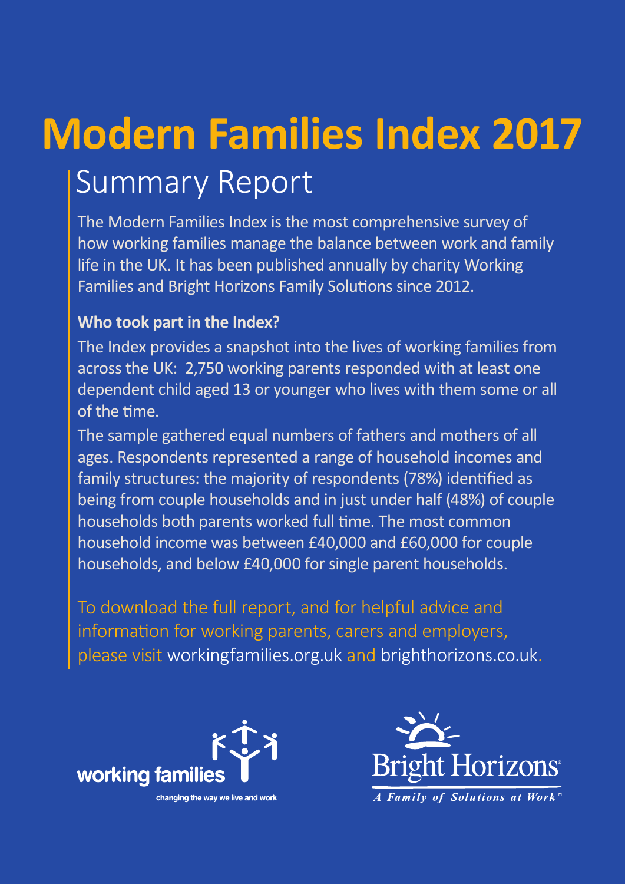# Modern Families Index 2017

## Summary Report

The Modern Families Index is the most comprehensive survey of how working families manage the balance between work and family life in the UK. It has been published annually by charity Working Families and Bright Horizons Family Solutions since 2012.

**Who took part in the Index?**

The Index provides a snapshot into the lives of working families from across the UK: 2,750 working parents responded with at least one dependent child aged 13 or younger who lives with them some or all of the time.

The sample gathered equal numbers of fathers and mothers of all ages. Respondents represented a range of household incomes and family structures: the majority of respondents (78%) identified as being from couple households and in just under half (48%) of couple households both parents worked full time. The most common household income was between £40,000 and £60,000 for couple households, and below £40,000 for single parent households.

To download the full report, and for helpful advice and information for working parents, carers and employers, please visit workingfamilies.org.uk and brighthorizons.co.uk.

working families
changing the way we live and work

Bright Horizons
*A Family of Solutions at Work™*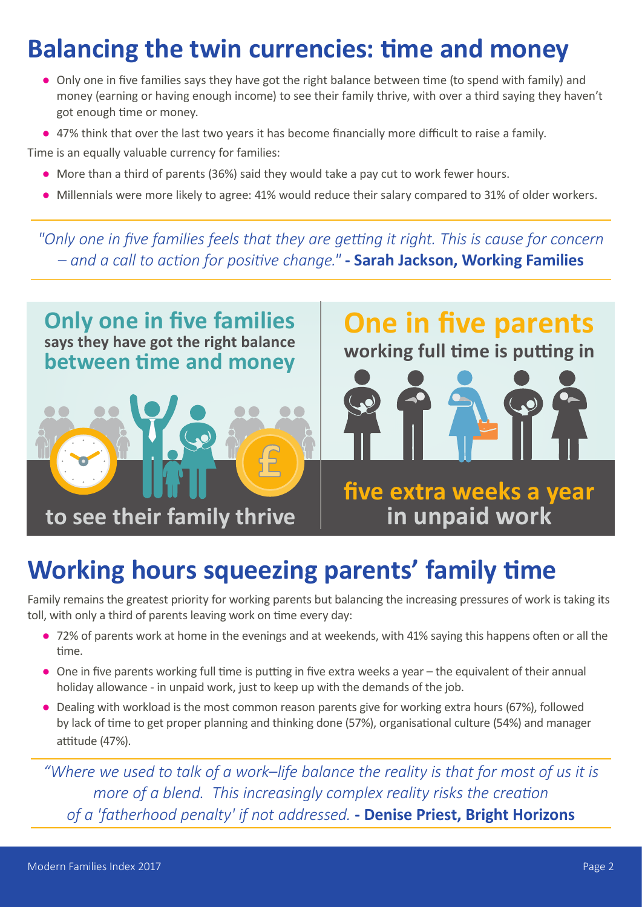# Balancing the twin currencies: time and money

- Only one in five families says they have got the right balance between time (to spend with family) and money (earning or having enough income) to see their family thrive, with over a third saying they haven't got enough time or money.
- 47% think that over the last two years it has become financially more difficult to raise a family.

Time is an equally valuable currency for families:

- More than a third of parents (36%) said they would take a pay cut to work fewer hours.
- Millennials were more likely to agree: 41% would reduce their salary compared to 31% of older workers.

*"Only one in five families feels that they are getting it right. This is cause for concern – and a call to action for positive change."* **- Sarah Jackson, Working Families**

**Only one in five families** says they have got the right balance **between time and money** to see their family thrive

**One in five parents** working full time is putting in **five extra weeks a year in unpaid work**

# Working hours squeezing parents' family time

Family remains the greatest priority for working parents but balancing the increasing pressures of work is taking its toll, with only a third of parents leaving work on time every day:

- 72% of parents work at home in the evenings and at weekends, with 41% saying this happens often or all the time.
- One in five parents working full time is putting in five extra weeks a year – the equivalent of their annual holiday allowance - in unpaid work, just to keep up with the demands of the job.
- Dealing with workload is the most common reason parents give for working extra hours (67%), followed by lack of time to get proper planning and thinking done (57%), organisational culture (54%) and manager attitude (47%).

*"Where we used to talk of a work–life balance the reality is that for most of us it is more of a blend. This increasingly complex reality risks the creation of a 'fatherhood penalty' if not addressed.* **- Denise Priest, Bright Horizons**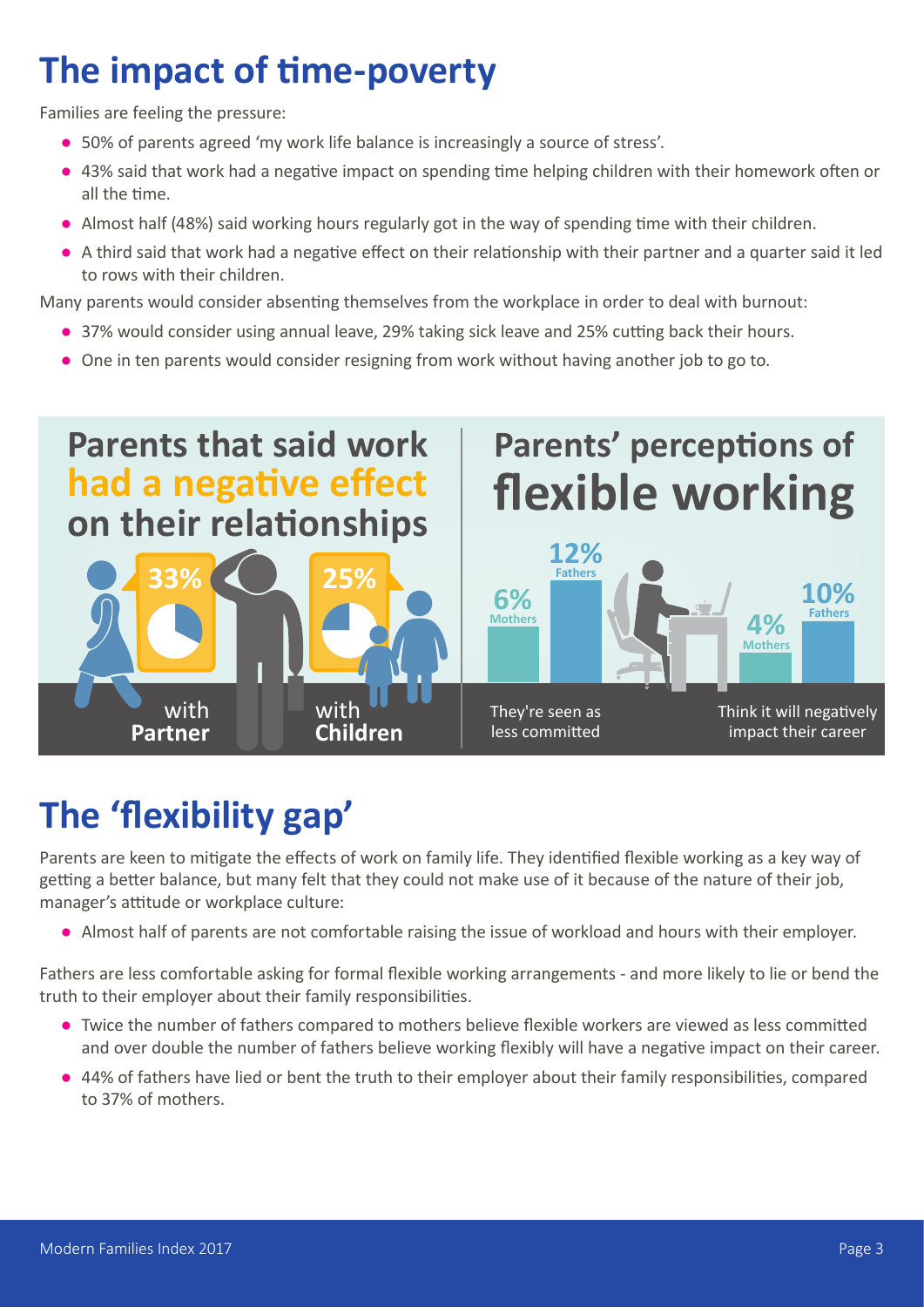# The impact of time-poverty

Families are feeling the pressure:

- 50% of parents agreed 'my work life balance is increasingly a source of stress'.
- 43% said that work had a negative impact on spending time helping children with their homework often or all the time.
- Almost half (48%) said working hours regularly got in the way of spending time with their children.
- A third said that work had a negative effect on their relationship with their partner and a quarter said it led to rows with their children.

Many parents would consider absenting themselves from the workplace in order to deal with burnout:

- 37% would consider using annual leave, 29% taking sick leave and 25% cutting back their hours.
- One in ten parents would consider resigning from work without having another job to go to.

## Parents that said work had a negative effect on their relationships

- 33% with **Partner**
- 25% with **Children**

## Parents' perceptions of flexible working

| | Mothers | Fathers |
|---|---|---|
| They're seen as less committed | 6% | 12% |
| Think it will negatively impact their career | 4% | 10% |

# The 'flexibility gap'

Parents are keen to mitigate the effects of work on family life. They identified flexible working as a key way of getting a better balance, but many felt that they could not make use of it because of the nature of their job, manager's attitude or workplace culture:

- Almost half of parents are not comfortable raising the issue of workload and hours with their employer.

Fathers are less comfortable asking for formal flexible working arrangements - and more likely to lie or bend the truth to their employer about their family responsibilities.

- Twice the number of fathers compared to mothers believe flexible workers are viewed as less committed and over double the number of fathers believe working flexibly will have a negative impact on their career.
- 44% of fathers have lied or bent the truth to their employer about their family responsibilities, compared to 37% of mothers.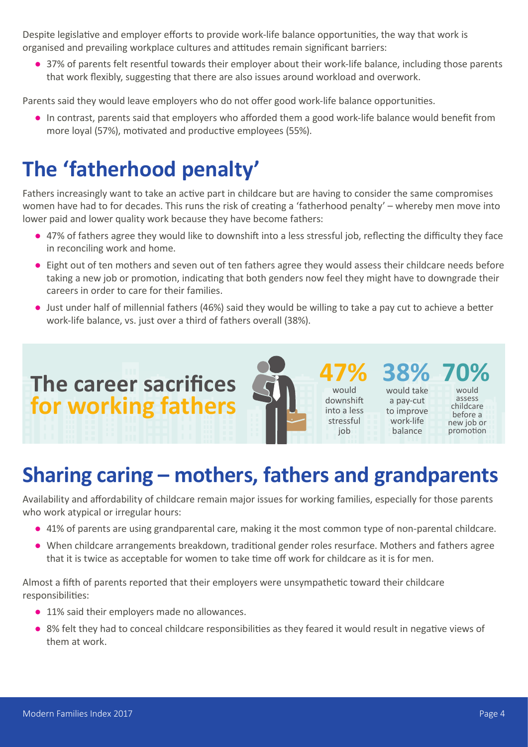Despite legislative and employer efforts to provide work-life balance opportunities, the way that work is organised and prevailing workplace cultures and attitudes remain significant barriers:

- 37% of parents felt resentful towards their employer about their work-life balance, including those parents that work flexibly, suggesting that there are also issues around workload and overwork.

Parents said they would leave employers who do not offer good work-life balance opportunities.

- In contrast, parents said that employers who afforded them a good work-life balance would benefit from more loyal (57%), motivated and productive employees (55%).

# The 'fatherhood penalty'

Fathers increasingly want to take an active part in childcare but are having to consider the same compromises women have had to for decades. This runs the risk of creating a 'fatherhood penalty' – whereby men move into lower paid and lower quality work because they have become fathers:

- 47% of fathers agree they would like to downshift into a less stressful job, reflecting the difficulty they face in reconciling work and home.
- Eight out of ten mothers and seven out of ten fathers agree they would assess their childcare needs before taking a new job or promotion, indicating that both genders now feel they might have to downgrade their careers in order to care for their families.
- Just under half of millennial fathers (46%) said they would be willing to take a pay cut to achieve a better work-life balance, vs. just over a third of fathers overall (38%).

**The career sacrifices for working fathers**

**47%** would downshift into a less stressful job

**38%** would take a pay-cut to improve work-life balance

**70%** would assess childcare before a new job or promotion

# Sharing caring – mothers, fathers and grandparents

Availability and affordability of childcare remain major issues for working families, especially for those parents who work atypical or irregular hours:

- 41% of parents are using grandparental care, making it the most common type of non-parental childcare.
- When childcare arrangements breakdown, traditional gender roles resurface. Mothers and fathers agree that it is twice as acceptable for women to take time off work for childcare as it is for men.

Almost a fifth of parents reported that their employers were unsympathetic toward their childcare responsibilities:

- 11% said their employers made no allowances.
- 8% felt they had to conceal childcare responsibilities as they feared it would result in negative views of them at work.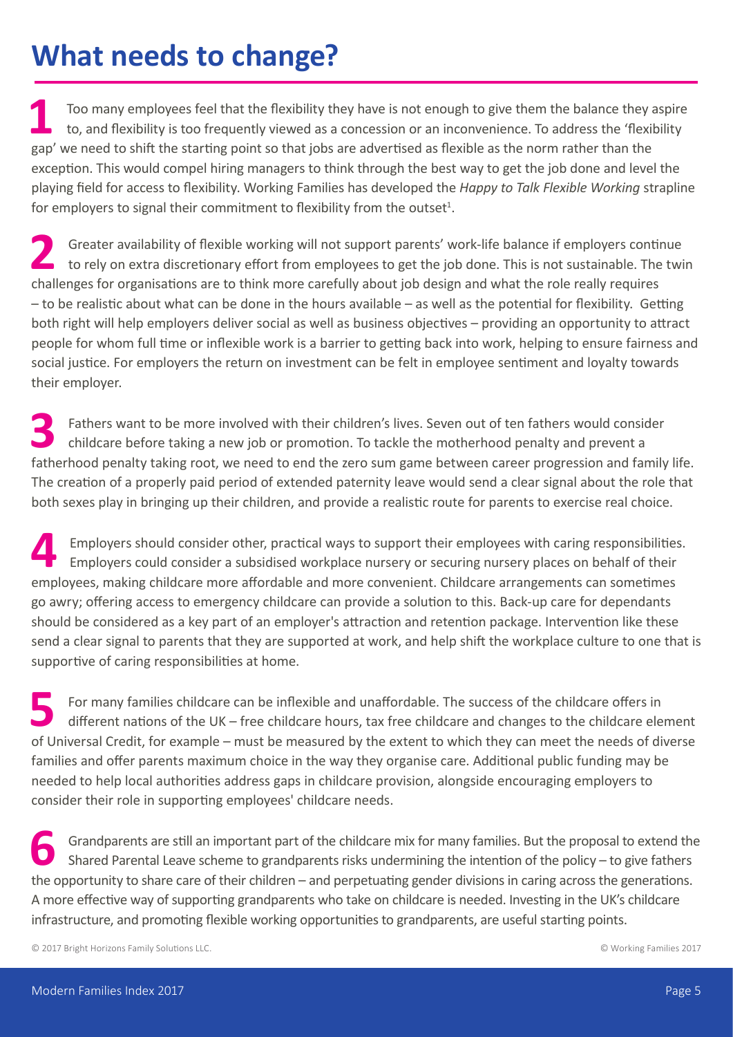# What needs to change?

**1** Too many employees feel that the flexibility they have is not enough to give them the balance they aspire to, and flexibility is too frequently viewed as a concession or an inconvenience. To address the 'flexibility gap' we need to shift the starting point so that jobs are advertised as flexible as the norm rather than the exception. This would compel hiring managers to think through the best way to get the job done and level the playing field for access to flexibility. Working Families has developed the *Happy to Talk Flexible Working* strapline for employers to signal their commitment to flexibility from the outset[1].

**2** Greater availability of flexible working will not support parents' work-life balance if employers continue to rely on extra discretionary effort from employees to get the job done. This is not sustainable. The twin challenges for organisations are to think more carefully about job design and what the role really requires – to be realistic about what can be done in the hours available – as well as the potential for flexibility. Getting both right will help employers deliver social as well as business objectives – providing an opportunity to attract people for whom full time or inflexible work is a barrier to getting back into work, helping to ensure fairness and social justice. For employers the return on investment can be felt in employee sentiment and loyalty towards their employer.

**3** Fathers want to be more involved with their children's lives. Seven out of ten fathers would consider childcare before taking a new job or promotion. To tackle the motherhood penalty and prevent a fatherhood penalty taking root, we need to end the zero sum game between career progression and family life. The creation of a properly paid period of extended paternity leave would send a clear signal about the role that both sexes play in bringing up their children, and provide a realistic route for parents to exercise real choice.

**4** Employers should consider other, practical ways to support their employees with caring responsibilities. Employers could consider a subsidised workplace nursery or securing nursery places on behalf of their employees, making childcare more affordable and more convenient. Childcare arrangements can sometimes go awry; offering access to emergency childcare can provide a solution to this. Back-up care for dependants should be considered as a key part of an employer's attraction and retention package. Intervention like these send a clear signal to parents that they are supported at work, and help shift the workplace culture to one that is supportive of caring responsibilities at home.

**5** For many families childcare can be inflexible and unaffordable. The success of the childcare offers in different nations of the UK – free childcare hours, tax free childcare and changes to the childcare element of Universal Credit, for example – must be measured by the extent to which they can meet the needs of diverse families and offer parents maximum choice in the way they organise care. Additional public funding may be needed to help local authorities address gaps in childcare provision, alongside encouraging employers to consider their role in supporting employees' childcare needs.

**6** Grandparents are still an important part of the childcare mix for many families. But the proposal to extend the Shared Parental Leave scheme to grandparents risks undermining the intention of the policy – to give fathers the opportunity to share care of their children – and perpetuating gender divisions in caring across the generations. A more effective way of supporting grandparents who take on childcare is needed. Investing in the UK's childcare infrastructure, and promoting flexible working opportunities to grandparents, are useful starting points.

© 2017 Bright Horizons Family Solutions LLC. © Working Families 2017